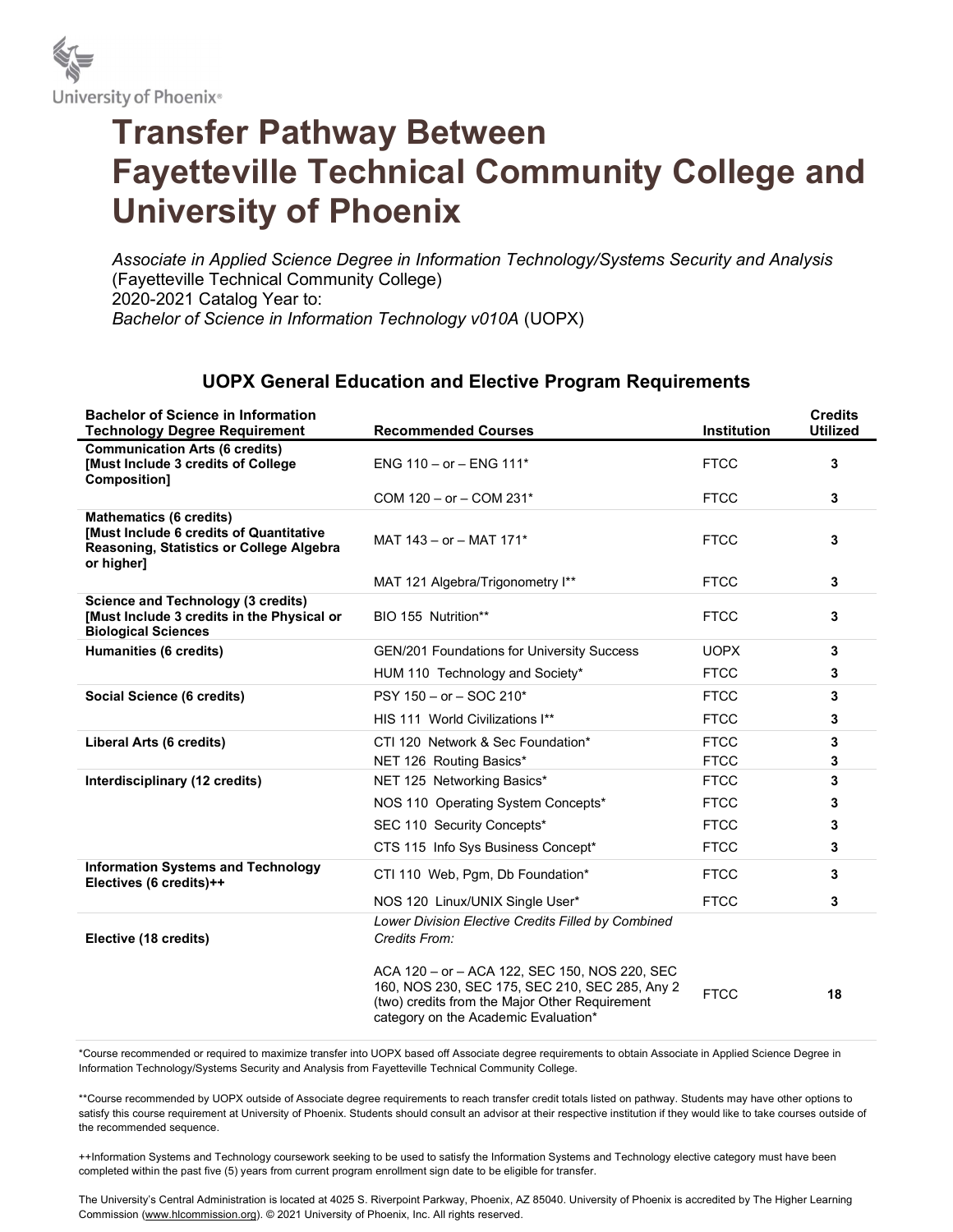University of Phoenix®

# Transfer Pathway Between Fayetteville Technical Community College and University of Phoenix

*Associate in Applied Science Degree in Information Technology/Systems Security and Analysis* (Fayetteville Technical Community College)
2020-2021 Catalog Year to:
*Bachelor of Science in Information Technology v010A* (UOPX)

## UOPX General Education and Elective Program Requirements

| Bachelor of Science in Information Technology Degree Requirement | Recommended Courses | Institution | Credits Utilized |
|---|---|---|---|
| **Communication Arts (6 credits) [Must Include 3 credits of College Composition]** | ENG 110 – or – ENG 111* | FTCC | **3** |
| | COM 120 – or – COM 231* | FTCC | **3** |
| **Mathematics (6 credits) [Must Include 6 credits of Quantitative Reasoning, Statistics or College Algebra or higher]** | MAT 143 – or – MAT 171* | FTCC | **3** |
| | MAT 121 Algebra/Trigonometry I** | FTCC | **3** |
| **Science and Technology (3 credits) [Must Include 3 credits in the Physical or Biological Sciences** | BIO 155 Nutrition** | FTCC | **3** |
| **Humanities (6 credits)** | GEN/201 Foundations for University Success | UOPX | **3** |
| | HUM 110 Technology and Society* | FTCC | **3** |
| **Social Science (6 credits)** | PSY 150 – or – SOC 210* | FTCC | **3** |
| | HIS 111 World Civilizations I** | FTCC | **3** |
| **Liberal Arts (6 credits)** | CTI 120 Network & Sec Foundation* | FTCC | **3** |
| | NET 126 Routing Basics* | FTCC | **3** |
| **Interdisciplinary (12 credits)** | NET 125 Networking Basics* | FTCC | **3** |
| | NOS 110 Operating System Concepts* | FTCC | **3** |
| | SEC 110 Security Concepts* | FTCC | **3** |
| | CTS 115 Info Sys Business Concept* | FTCC | **3** |
| **Information Systems and Technology Electives (6 credits)++** | CTI 110 Web, Pgm, Db Foundation* | FTCC | **3** |
| | NOS 120 Linux/UNIX Single User* | FTCC | **3** |
| **Elective (18 credits)** | *Lower Division Elective Credits Filled by Combined Credits From:* ACA 120 – or – ACA 122, SEC 150, NOS 220, SEC 160, NOS 230, SEC 175, SEC 210, SEC 285, Any 2 (two) credits from the Major Other Requirement category on the Academic Evaluation* | FTCC | **18** |

*Course recommended or required to maximize transfer into UOPX based off Associate degree requirements to obtain Associate in Applied Science Degree in Information Technology/Systems Security and Analysis from Fayetteville Technical Community College.

**Course recommended by UOPX outside of Associate degree requirements to reach transfer credit totals listed on pathway. Students may have other options to satisfy this course requirement at University of Phoenix. Students should consult an advisor at their respective institution if they would like to take courses outside of the recommended sequence.

++Information Systems and Technology coursework seeking to be used to satisfy the Information Systems and Technology elective category must have been completed within the past five (5) years from current program enrollment sign date to be eligible for transfer.

The University's Central Administration is located at 4025 S. Riverpoint Parkway, Phoenix, AZ 85040. University of Phoenix is accredited by The Higher Learning Commission (www.hlcommission.org). © 2021 University of Phoenix, Inc. All rights reserved.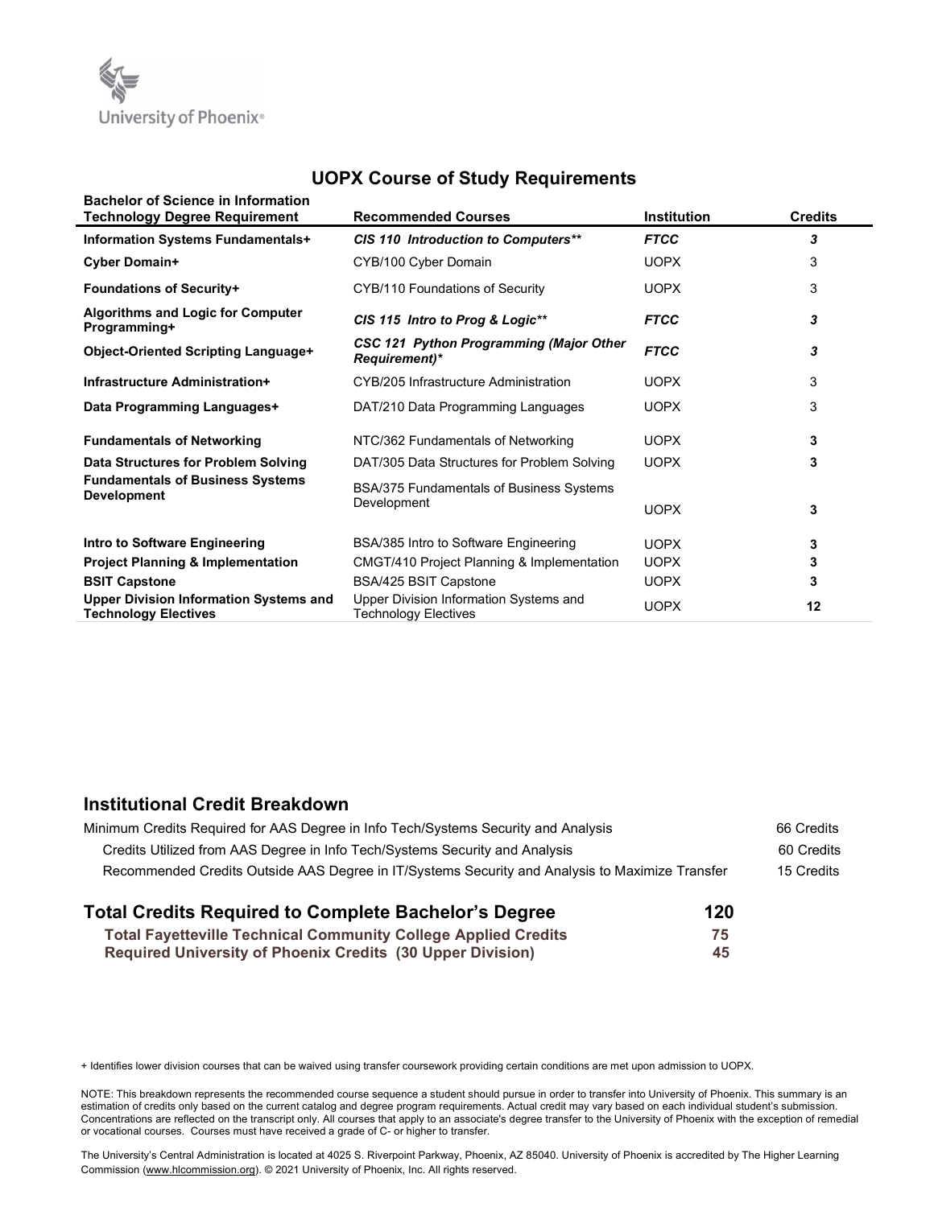University of Phoenix®

## UOPX Course of Study Requirements

| Bachelor of Science in Information Technology Degree Requirement | Recommended Courses | Institution | Credits |
|---|---|---|---|
| **Information Systems Fundamentals+** | ***CIS 110 Introduction to Computers\*\**** | ***FTCC*** | ***3*** |
| **Cyber Domain+** | CYB/100 Cyber Domain | UOPX | 3 |
| **Foundations of Security+** | CYB/110 Foundations of Security | UOPX | 3 |
| **Algorithms and Logic for Computer Programming+** | ***CIS 115 Intro to Prog & Logic\*\**** | ***FTCC*** | ***3*** |
| **Object-Oriented Scripting Language+** | ***CSC 121 Python Programming (Major Other Requirement)\**** | ***FTCC*** | ***3*** |
| **Infrastructure Administration+** | CYB/205 Infrastructure Administration | UOPX | 3 |
| **Data Programming Languages+** | DAT/210 Data Programming Languages | UOPX | 3 |
| **Fundamentals of Networking** | NTC/362 Fundamentals of Networking | UOPX | **3** |
| **Data Structures for Problem Solving** | DAT/305 Data Structures for Problem Solving | UOPX | **3** |
| **Fundamentals of Business Systems Development** | BSA/375 Fundamentals of Business Systems Development | UOPX | **3** |
| **Intro to Software Engineering** | BSA/385 Intro to Software Engineering | UOPX | **3** |
| **Project Planning & Implementation** | CMGT/410 Project Planning & Implementation | UOPX | **3** |
| **BSIT Capstone** | BSA/425 BSIT Capstone | UOPX | **3** |
| **Upper Division Information Systems and Technology Electives** | Upper Division Information Systems and Technology Electives | UOPX | **12** |

## Institutional Credit Breakdown

| | |
|---|---|
| Minimum Credits Required for AAS Degree in Info Tech/Systems Security and Analysis | 66 Credits |
| Credits Utilized from AAS Degree in Info Tech/Systems Security and Analysis | 60 Credits |
| Recommended Credits Outside AAS Degree in IT/Systems Security and Analysis to Maximize Transfer | 15 Credits |

| | |
|---|---|
| **Total Credits Required to Complete Bachelor's Degree** | **120** |
| **Total Fayetteville Technical Community College Applied Credits** | **75** |
| **Required University of Phoenix Credits (30 Upper Division)** | **45** |

+ Identifies lower division courses that can be waived using transfer coursework providing certain conditions are met upon admission to UOPX.

NOTE: This breakdown represents the recommended course sequence a student should pursue in order to transfer into University of Phoenix. This summary is an estimation of credits only based on the current catalog and degree program requirements. Actual credit may vary based on each individual student's submission. Concentrations are reflected on the transcript only. All courses that apply to an associate's degree transfer to the University of Phoenix with the exception of remedial or vocational courses. Courses must have received a grade of C- or higher to transfer.

The University's Central Administration is located at 4025 S. Riverpoint Parkway, Phoenix, AZ 85040. University of Phoenix is accredited by The Higher Learning Commission (www.hlcommission.org). © 2021 University of Phoenix, Inc. All rights reserved.